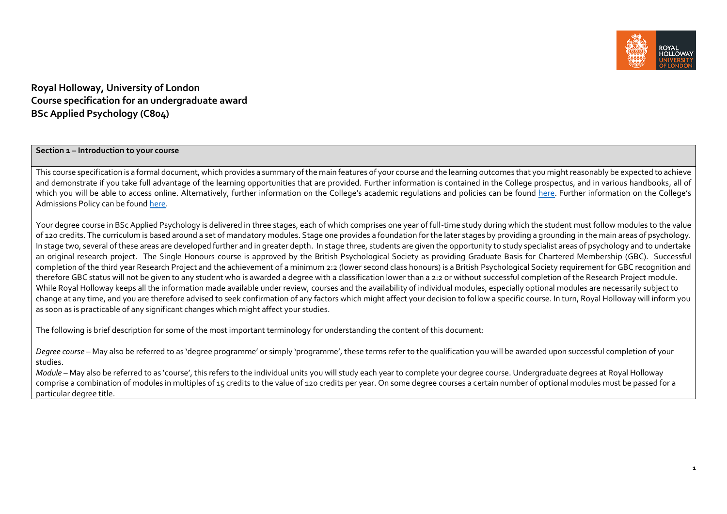**Royal Holloway, University of London**
**Course specification for an undergraduate award**
**BSc Applied Psychology (C804)**

## Section 1 – Introduction to your course

This course specification is a formal document, which provides a summary of the main features of your course and the learning outcomes that you might reasonably be expected to achieve and demonstrate if you take full advantage of the learning opportunities that are provided. Further information is contained in the College prospectus, and in various handbooks, all of which you will be able to access online. Alternatively, further information on the College's academic regulations and policies can be found here. Further information on the College's Admissions Policy can be found here.

Your degree course in BSc Applied Psychology is delivered in three stages, each of which comprises one year of full-time study during which the student must follow modules to the value of 120 credits. The curriculum is based around a set of mandatory modules. Stage one provides a foundation for the later stages by providing a grounding in the main areas of psychology. In stage two, several of these areas are developed further and in greater depth. In stage three, students are given the opportunity to study specialist areas of psychology and to undertake an original research project. The Single Honours course is approved by the British Psychological Society as providing Graduate Basis for Chartered Membership (GBC). Successful completion of the third year Research Project and the achievement of a minimum 2:2 (lower second class honours) is a British Psychological Society requirement for GBC recognition and therefore GBC status will not be given to any student who is awarded a degree with a classification lower than a 2:2 or without successful completion of the Research Project module. While Royal Holloway keeps all the information made available under review, courses and the availability of individual modules, especially optional modules are necessarily subject to change at any time, and you are therefore advised to seek confirmation of any factors which might affect your decision to follow a specific course. In turn, Royal Holloway will inform you as soon as is practicable of any significant changes which might affect your studies.

The following is brief description for some of the most important terminology for understanding the content of this document:

*Degree course* – May also be referred to as 'degree programme' or simply 'programme', these terms refer to the qualification you will be awarded upon successful completion of your studies.

*Module* – May also be referred to as 'course', this refers to the individual units you will study each year to complete your degree course. Undergraduate degrees at Royal Holloway comprise a combination of modules in multiples of 15 credits to the value of 120 credits per year. On some degree courses a certain number of optional modules must be passed for a particular degree title.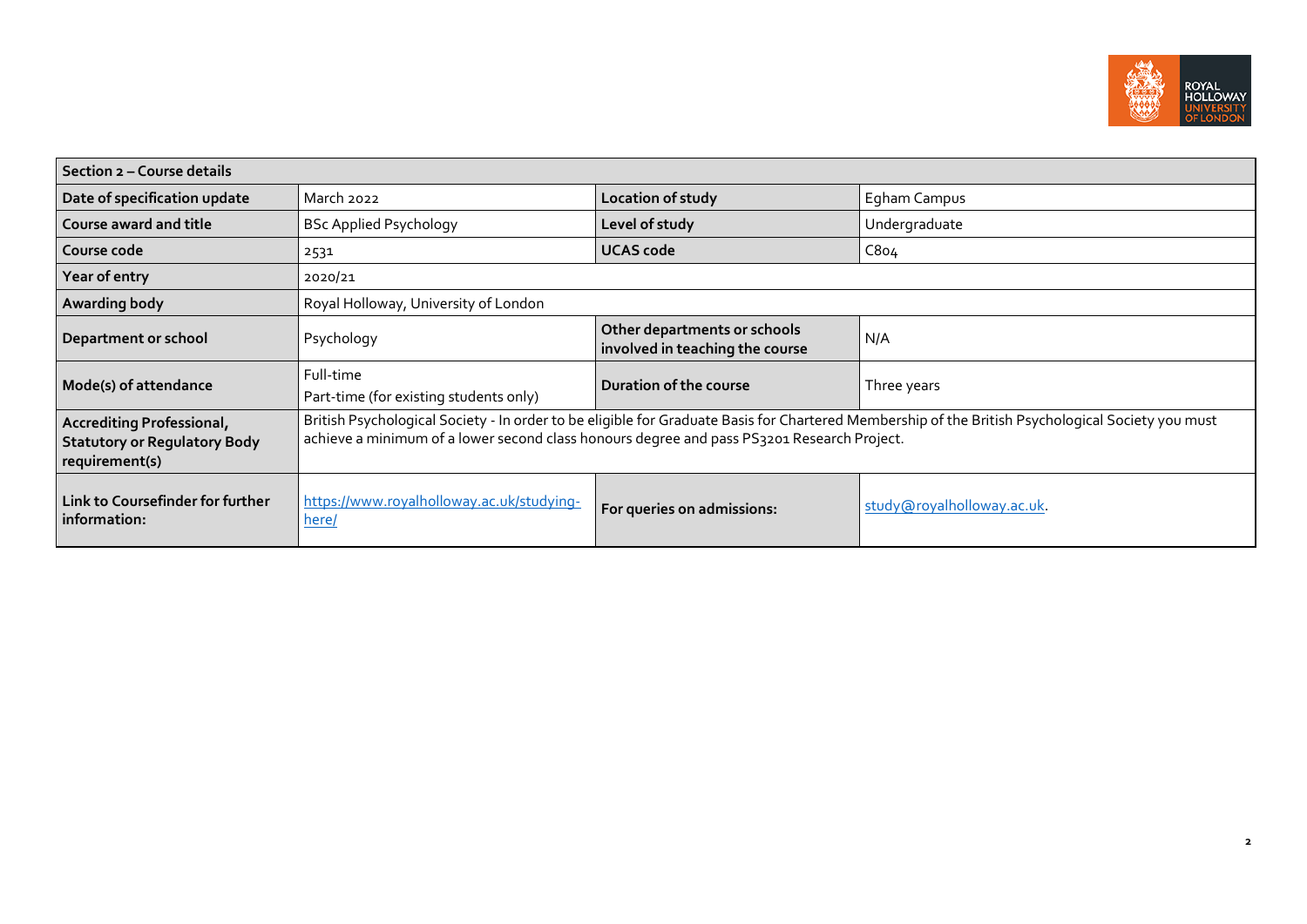| Section 2 – Course details | | | |
|---|---|---|---|
| **Date of specification update** | March 2022 | **Location of study** | Egham Campus |
| **Course award and title** | BSc Applied Psychology | **Level of study** | Undergraduate |
| **Course code** | 2531 | **UCAS code** | C804 |
| **Year of entry** | 2020/21 | | |
| **Awarding body** | Royal Holloway, University of London | | |
| **Department or school** | Psychology | **Other departments or schools involved in teaching the course** | N/A |
| **Mode(s) of attendance** | Full-time<br>Part-time (for existing students only) | **Duration of the course** | Three years |
| **Accrediting Professional, Statutory or Regulatory Body requirement(s)** | British Psychological Society - In order to be eligible for Graduate Basis for Chartered Membership of the British Psychological Society you must achieve a minimum of a lower second class honours degree and pass PS3201 Research Project. | | |
| **Link to Coursefinder for further information:** | https://www.royalholloway.ac.uk/studying-here/ | **For queries on admissions:** | study@royalholloway.ac.uk. |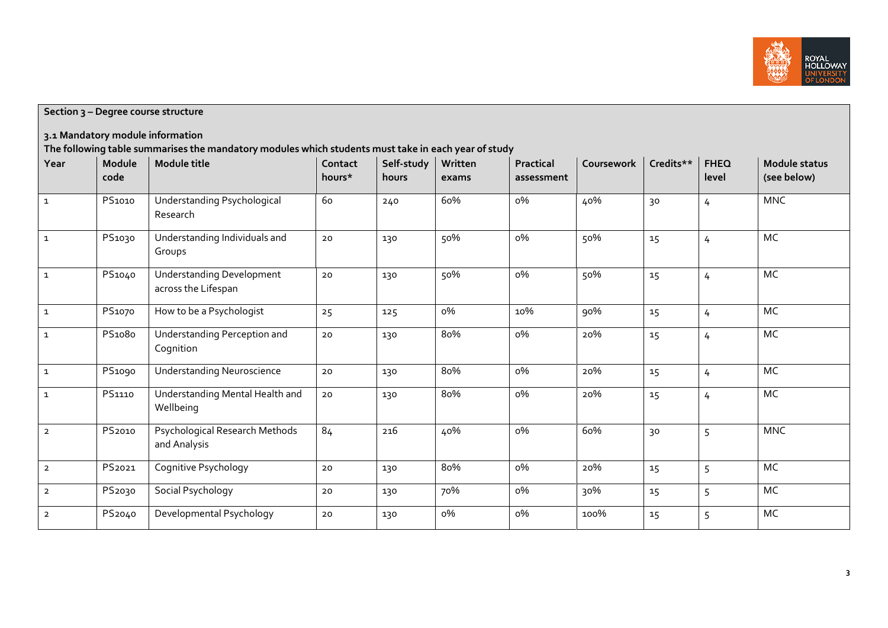## Section 3 – Degree course structure

### 3.1 Mandatory module information

**The following table summarises the mandatory modules which students must take in each year of study**

| Year | Module code | Module title | Contact hours* | Self-study hours | Written exams | Practical assessment | Coursework | Credits** | FHEQ level | Module status (see below) |
|---|---|---|---|---|---|---|---|---|---|---|
| 1 | PS1010 | Understanding Psychological Research | 60 | 240 | 60% | 0% | 40% | 30 | 4 | MNC |
| 1 | PS1030 | Understanding Individuals and Groups | 20 | 130 | 50% | 0% | 50% | 15 | 4 | MC |
| 1 | PS1040 | Understanding Development across the Lifespan | 20 | 130 | 50% | 0% | 50% | 15 | 4 | MC |
| 1 | PS1070 | How to be a Psychologist | 25 | 125 | 0% | 10% | 90% | 15 | 4 | MC |
| 1 | PS1080 | Understanding Perception and Cognition | 20 | 130 | 80% | 0% | 20% | 15 | 4 | MC |
| 1 | PS1090 | Understanding Neuroscience | 20 | 130 | 80% | 0% | 20% | 15 | 4 | MC |
| 1 | PS1110 | Understanding Mental Health and Wellbeing | 20 | 130 | 80% | 0% | 20% | 15 | 4 | MC |
| 2 | PS2010 | Psychological Research Methods and Analysis | 84 | 216 | 40% | 0% | 60% | 30 | 5 | MNC |
| 2 | PS2021 | Cognitive Psychology | 20 | 130 | 80% | 0% | 20% | 15 | 5 | MC |
| 2 | PS2030 | Social Psychology | 20 | 130 | 70% | 0% | 30% | 15 | 5 | MC |
| 2 | PS2040 | Developmental Psychology | 20 | 130 | 0% | 0% | 100% | 15 | 5 | MC |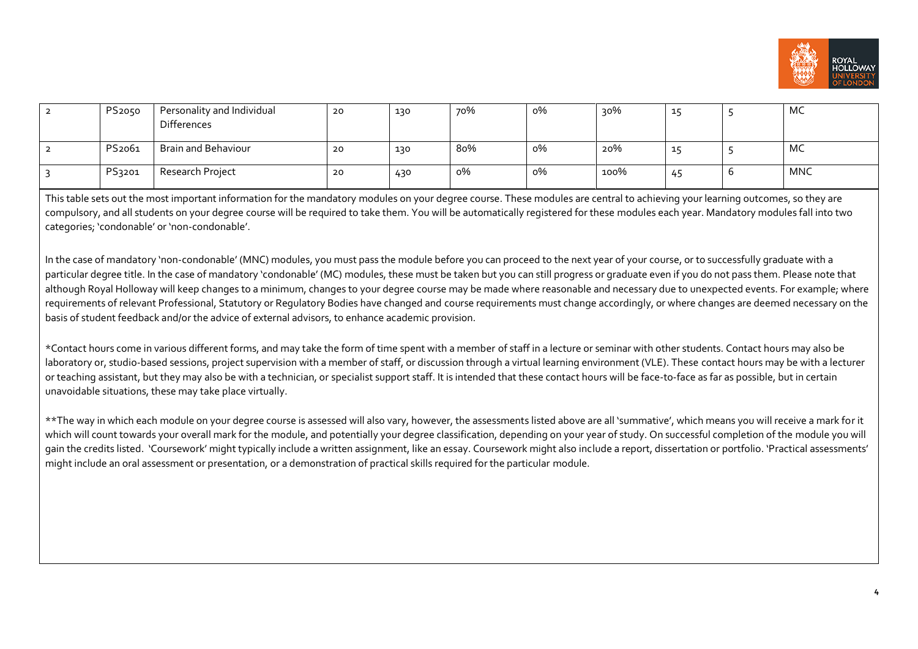| | | | | | | | | | |
|---|---|---|---|---|---|---|---|---|---|
| 2 | PS2050 | Personality and Individual Differences | 20 | 130 | 70% | 0% | 30% | 15 | 5 | MC |
| 2 | PS2061 | Brain and Behaviour | 20 | 130 | 80% | 0% | 20% | 15 | 5 | MC |
| 3 | PS3201 | Research Project | 20 | 430 | 0% | 0% | 100% | 45 | 6 | MNC |

This table sets out the most important information for the mandatory modules on your degree course. These modules are central to achieving your learning outcomes, so they are compulsory, and all students on your degree course will be required to take them. You will be automatically registered for these modules each year. Mandatory modules fall into two categories; 'condonable' or 'non-condonable'.

In the case of mandatory 'non-condonable' (MNC) modules, you must pass the module before you can proceed to the next year of your course, or to successfully graduate with a particular degree title. In the case of mandatory 'condonable' (MC) modules, these must be taken but you can still progress or graduate even if you do not pass them. Please note that although Royal Holloway will keep changes to a minimum, changes to your degree course may be made where reasonable and necessary due to unexpected events. For example; where requirements of relevant Professional, Statutory or Regulatory Bodies have changed and course requirements must change accordingly, or where changes are deemed necessary on the basis of student feedback and/or the advice of external advisors, to enhance academic provision.

*Contact hours come in various different forms, and may take the form of time spent with a member of staff in a lecture or seminar with other students. Contact hours may also be laboratory or, studio-based sessions, project supervision with a member of staff, or discussion through a virtual learning environment (VLE). These contact hours may be with a lecturer or teaching assistant, but they may also be with a technician, or specialist support staff. It is intended that these contact hours will be face-to-face as far as possible, but in certain unavoidable situations, these may take place virtually.

**The way in which each module on your degree course is assessed will also vary, however, the assessments listed above are all 'summative', which means you will receive a mark for it which will count towards your overall mark for the module, and potentially your degree classification, depending on your year of study. On successful completion of the module you will gain the credits listed. 'Coursework' might typically include a written assignment, like an essay. Coursework might also include a report, dissertation or portfolio. 'Practical assessments' might include an oral assessment or presentation, or a demonstration of practical skills required for the particular module.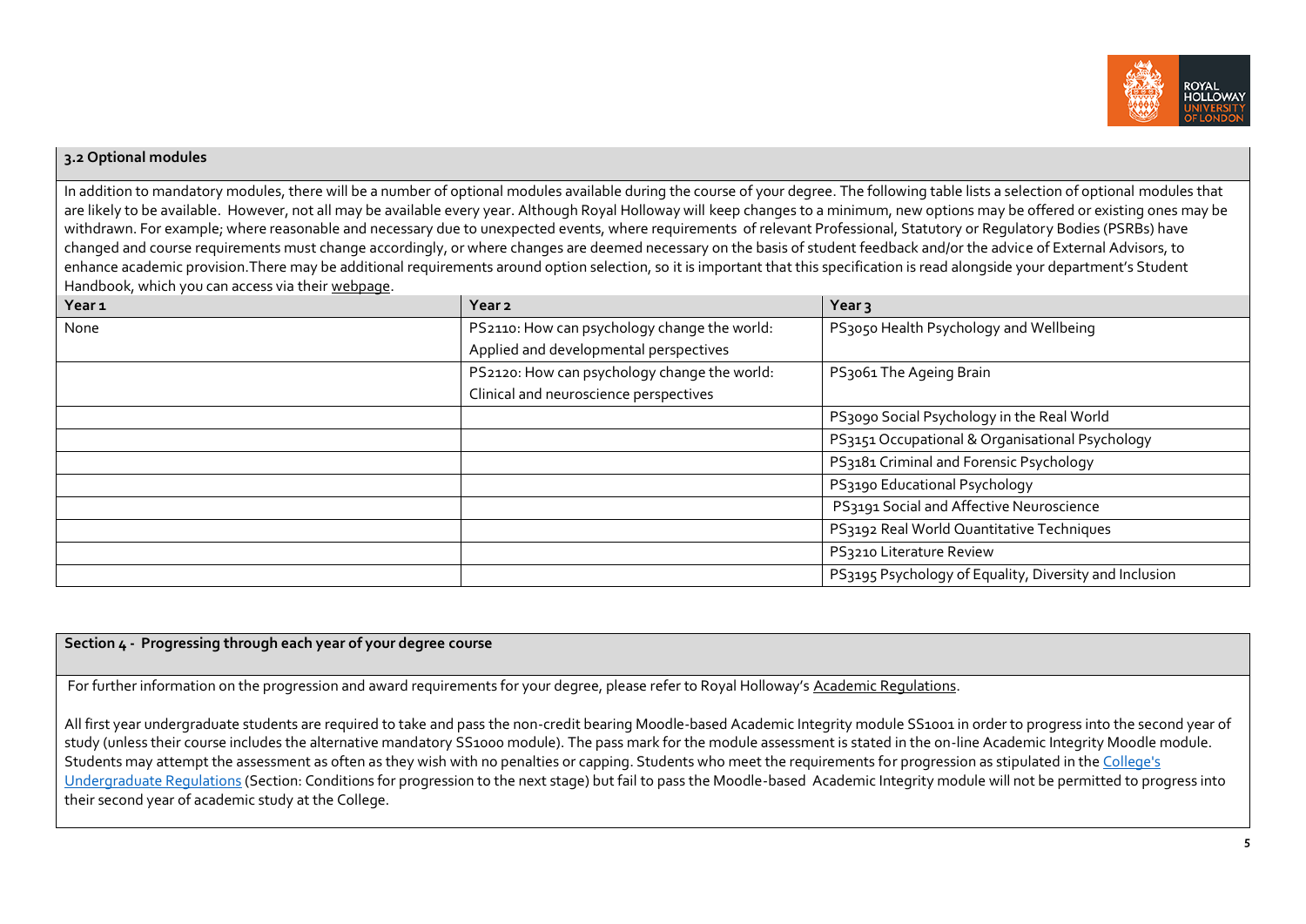### 3.2 Optional modules

In addition to mandatory modules, there will be a number of optional modules available during the course of your degree. The following table lists a selection of optional modules that are likely to be available. However, not all may be available every year. Although Royal Holloway will keep changes to a minimum, new options may be offered or existing ones may be withdrawn. For example; where reasonable and necessary due to unexpected events, where requirements of relevant Professional, Statutory or Regulatory Bodies (PSRBs) have changed and course requirements must change accordingly, or where changes are deemed necessary on the basis of student feedback and/or the advice of External Advisors, to enhance academic provision.There may be additional requirements around option selection, so it is important that this specification is read alongside your department's Student Handbook, which you can access via their webpage.

| Year 1 | Year 2 | Year 3 |
|---|---|---|
| None | PS2110: How can psychology change the world: Applied and developmental perspectives | PS3050 Health Psychology and Wellbeing |
| | PS2120: How can psychology change the world: Clinical and neuroscience perspectives | PS3061 The Ageing Brain |
| | | PS3090 Social Psychology in the Real World |
| | | PS3151 Occupational & Organisational Psychology |
| | | PS3181 Criminal and Forensic Psychology |
| | | PS3190 Educational Psychology |
| | | PS3191 Social and Affective Neuroscience |
| | | PS3192 Real World Quantitative Techniques |
| | | PS3210 Literature Review |
| | | PS3195 Psychology of Equality, Diversity and Inclusion |

### Section 4 - Progressing through each year of your degree course

For further information on the progression and award requirements for your degree, please refer to Royal Holloway's Academic Regulations.

All first year undergraduate students are required to take and pass the non-credit bearing Moodle-based Academic Integrity module SS1001 in order to progress into the second year of study (unless their course includes the alternative mandatory SS1000 module). The pass mark for the module assessment is stated in the on-line Academic Integrity Moodle module. Students may attempt the assessment as often as they wish with no penalties or capping. Students who meet the requirements for progression as stipulated in the College's Undergraduate Regulations (Section: Conditions for progression to the next stage) but fail to pass the Moodle-based Academic Integrity module will not be permitted to progress into their second year of academic study at the College.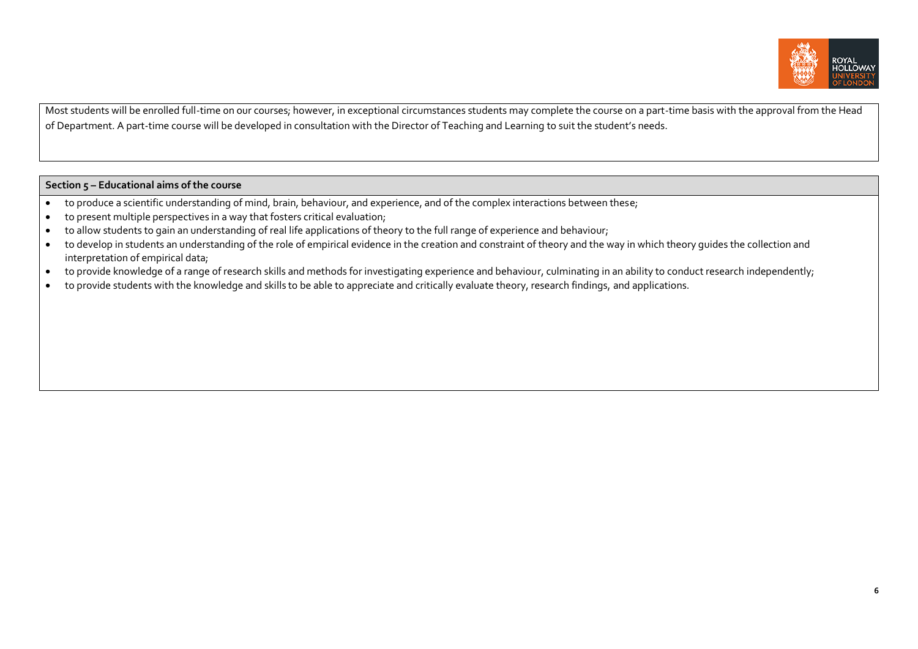Most students will be enrolled full-time on our courses; however, in exceptional circumstances students may complete the course on a part-time basis with the approval from the Head of Department. A part-time course will be developed in consultation with the Director of Teaching and Learning to suit the student's needs.

**Section 5 – Educational aims of the course**

- to produce a scientific understanding of mind, brain, behaviour, and experience, and of the complex interactions between these;
- to present multiple perspectives in a way that fosters critical evaluation;
- to allow students to gain an understanding of real life applications of theory to the full range of experience and behaviour;
- to develop in students an understanding of the role of empirical evidence in the creation and constraint of theory and the way in which theory guides the collection and interpretation of empirical data;
- to provide knowledge of a range of research skills and methods for investigating experience and behaviour, culminating in an ability to conduct research independently;
- to provide students with the knowledge and skills to be able to appreciate and critically evaluate theory, research findings, and applications.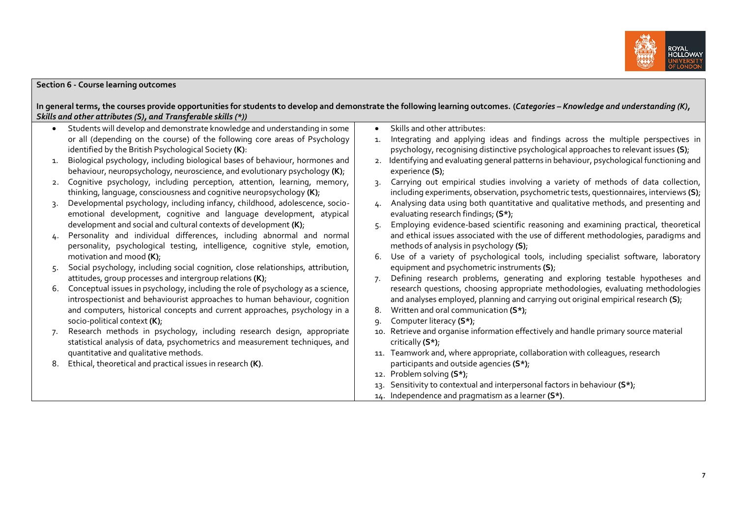**Section 6 - Course learning outcomes**

**In general terms, the courses provide opportunities for students to develop and demonstrate the following learning outcomes. (*Categories – Knowledge and understanding (K), Skills and other attributes (S), and Transferable skills (*))***

- Students will develop and demonstrate knowledge and understanding in some or all (depending on the course) of the following core areas of Psychology identified by the British Psychological Society **(K)**:

1. Biological psychology, including biological bases of behaviour, hormones and behaviour, neuropsychology, neuroscience, and evolutionary psychology **(K)**;
2. Cognitive psychology, including perception, attention, learning, memory, thinking, language, consciousness and cognitive neuropsychology **(K)**;
3. Developmental psychology, including infancy, childhood, adolescence, socio-emotional development, cognitive and language development, atypical development and social and cultural contexts of development **(K)**;
4. Personality and individual differences, including abnormal and normal personality, psychological testing, intelligence, cognitive style, emotion, motivation and mood **(K)**;
5. Social psychology, including social cognition, close relationships, attribution, attitudes, group processes and intergroup relations **(K)**;
6. Conceptual issues in psychology, including the role of psychology as a science, introspectionist and behaviourist approaches to human behaviour, cognition and computers, historical concepts and current approaches, psychology in a socio-political context **(K)**;
7. Research methods in psychology, including research design, appropriate statistical analysis of data, psychometrics and measurement techniques, and quantitative and qualitative methods.
8. Ethical, theoretical and practical issues in research **(K)**.

- Skills and other attributes:

1. Integrating and applying ideas and findings across the multiple perspectives in psychology, recognising distinctive psychological approaches to relevant issues **(S)**;
2. Identifying and evaluating general patterns in behaviour, psychological functioning and experience **(S)**;
3. Carrying out empirical studies involving a variety of methods of data collection, including experiments, observation, psychometric tests, questionnaires, interviews **(S)**;
4. Analysing data using both quantitative and qualitative methods, and presenting and evaluating research findings; **(S*)**;
5. Employing evidence-based scientific reasoning and examining practical, theoretical and ethical issues associated with the use of different methodologies, paradigms and methods of analysis in psychology **(S)**;
6. Use of a variety of psychological tools, including specialist software, laboratory equipment and psychometric instruments **(S)**;
7. Defining research problems, generating and exploring testable hypotheses and research questions, choosing appropriate methodologies, evaluating methodologies and analyses employed, planning and carrying out original empirical research **(S)**;
8. Written and oral communication **(S*)**;
9. Computer literacy **(S*)**;
10. Retrieve and organise information effectively and handle primary source material critically **(S*)**;
11. Teamwork and, where appropriate, collaboration with colleagues, research participants and outside agencies **(S*)**;
12. Problem solving **(S*)**;
13. Sensitivity to contextual and interpersonal factors in behaviour **(S*)**;
14. Independence and pragmatism as a learner **(S*)**.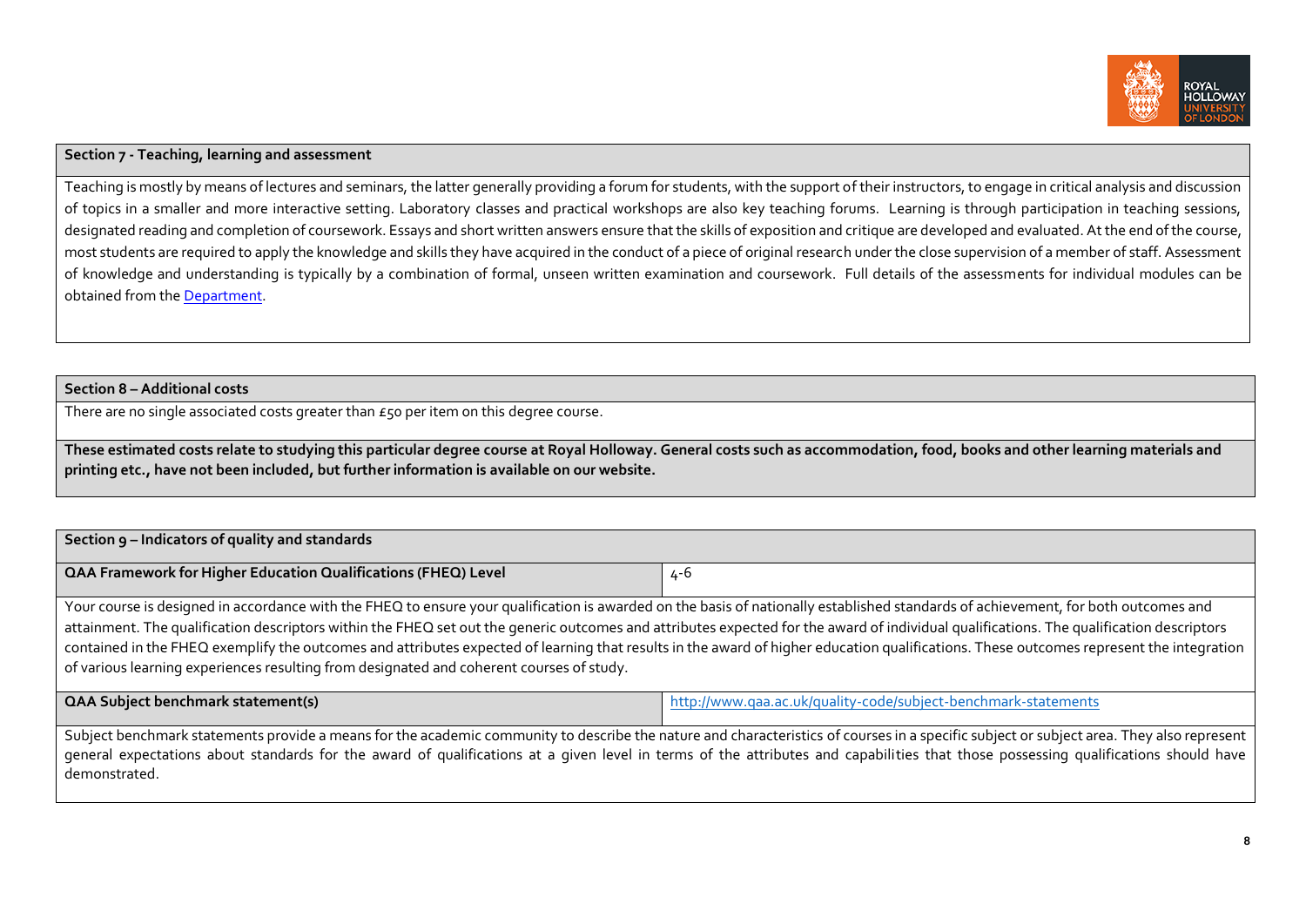**Section 7 - Teaching, learning and assessment**

Teaching is mostly by means of lectures and seminars, the latter generally providing a forum for students, with the support of their instructors, to engage in critical analysis and discussion of topics in a smaller and more interactive setting. Laboratory classes and practical workshops are also key teaching forums. Learning is through participation in teaching sessions, designated reading and completion of coursework. Essays and short written answers ensure that the skills of exposition and critique are developed and evaluated. At the end of the course, most students are required to apply the knowledge and skills they have acquired in the conduct of a piece of original research under the close supervision of a member of staff. Assessment of knowledge and understanding is typically by a combination of formal, unseen written examination and coursework. Full details of the assessments for individual modules can be obtained from the Department.

**Section 8 – Additional costs**

There are no single associated costs greater than £50 per item on this degree course.

**These estimated costs relate to studying this particular degree course at Royal Holloway. General costs such as accommodation, food, books and other learning materials and printing etc., have not been included, but further information is available on our website.**

**Section 9 – Indicators of quality and standards**

| **QAA Framework for Higher Education Qualifications (FHEQ) Level** | 4-6 |
|---|---|

Your course is designed in accordance with the FHEQ to ensure your qualification is awarded on the basis of nationally established standards of achievement, for both outcomes and attainment. The qualification descriptors within the FHEQ set out the generic outcomes and attributes expected for the award of individual qualifications. The qualification descriptors contained in the FHEQ exemplify the outcomes and attributes expected of learning that results in the award of higher education qualifications. These outcomes represent the integration of various learning experiences resulting from designated and coherent courses of study.

| **QAA Subject benchmark statement(s)** | http://www.qaa.ac.uk/quality-code/subject-benchmark-statements |
|---|---|

Subject benchmark statements provide a means for the academic community to describe the nature and characteristics of courses in a specific subject or subject area. They also represent general expectations about standards for the award of qualifications at a given level in terms of the attributes and capabilities that those possessing qualifications should have demonstrated.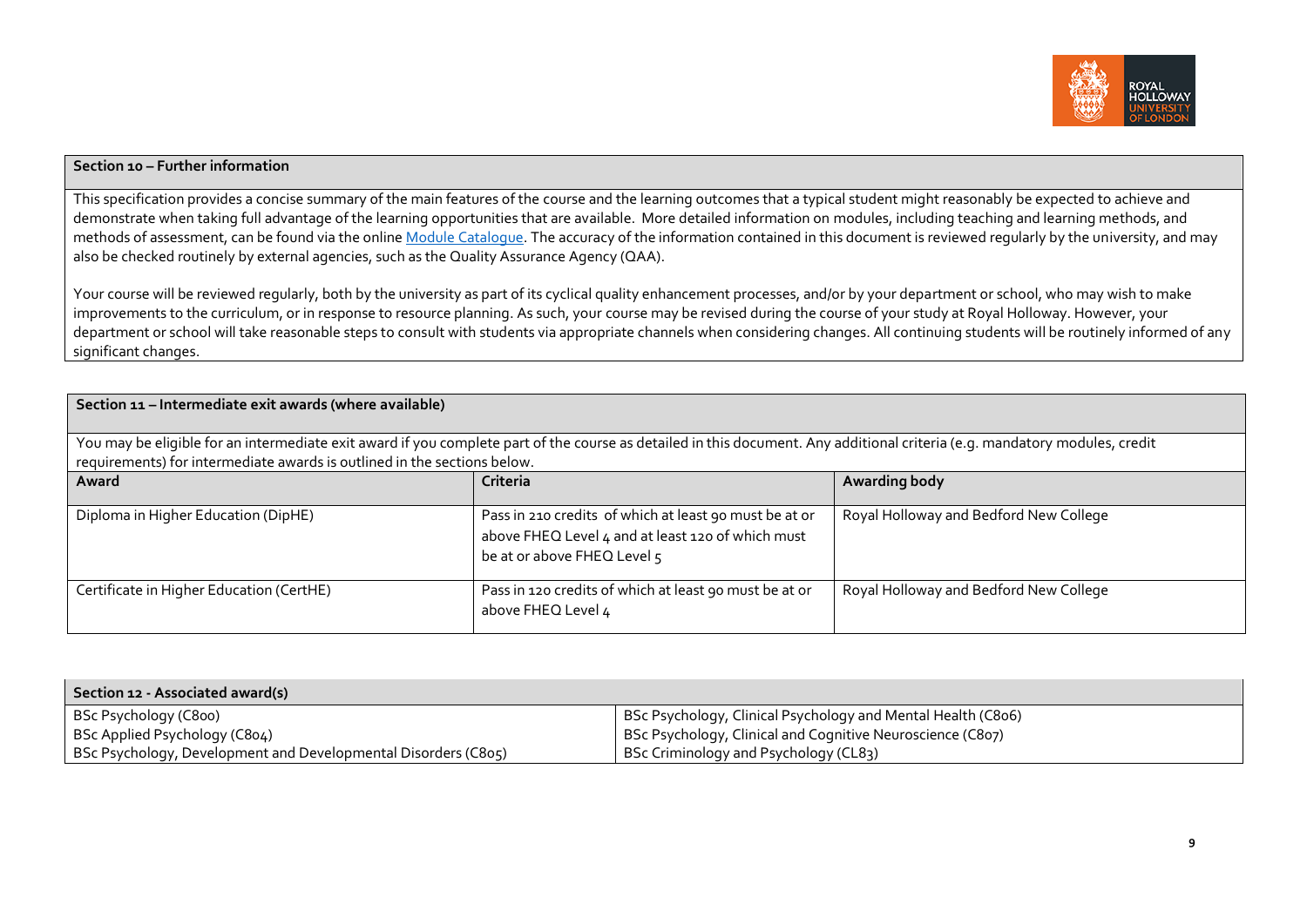## Section 10 – Further information

This specification provides a concise summary of the main features of the course and the learning outcomes that a typical student might reasonably be expected to achieve and demonstrate when taking full advantage of the learning opportunities that are available. More detailed information on modules, including teaching and learning methods, and methods of assessment, can be found via the online Module Catalogue. The accuracy of the information contained in this document is reviewed regularly by the university, and may also be checked routinely by external agencies, such as the Quality Assurance Agency (QAA).

Your course will be reviewed regularly, both by the university as part of its cyclical quality enhancement processes, and/or by your department or school, who may wish to make improvements to the curriculum, or in response to resource planning. As such, your course may be revised during the course of your study at Royal Holloway. However, your department or school will take reasonable steps to consult with students via appropriate channels when considering changes. All continuing students will be routinely informed of any significant changes.

## Section 11 – Intermediate exit awards (where available)

You may be eligible for an intermediate exit award if you complete part of the course as detailed in this document. Any additional criteria (e.g. mandatory modules, credit requirements) for intermediate awards is outlined in the sections below.

| Award | Criteria | Awarding body |
|---|---|---|
| Diploma in Higher Education (DipHE) | Pass in 210 credits of which at least 90 must be at or above FHEQ Level 4 and at least 120 of which must be at or above FHEQ Level 5 | Royal Holloway and Bedford New College |
| Certificate in Higher Education (CertHE) | Pass in 120 credits of which at least 90 must be at or above FHEQ Level 4 | Royal Holloway and Bedford New College |

## Section 12 - Associated award(s)

| | |
|---|---|
| BSc Psychology (C800) | BSc Psychology, Clinical Psychology and Mental Health (C806) |
| BSc Applied Psychology (C804) | BSc Psychology, Clinical and Cognitive Neuroscience (C807) |
| BSc Psychology, Development and Developmental Disorders (C805) | BSc Criminology and Psychology (CL83) |